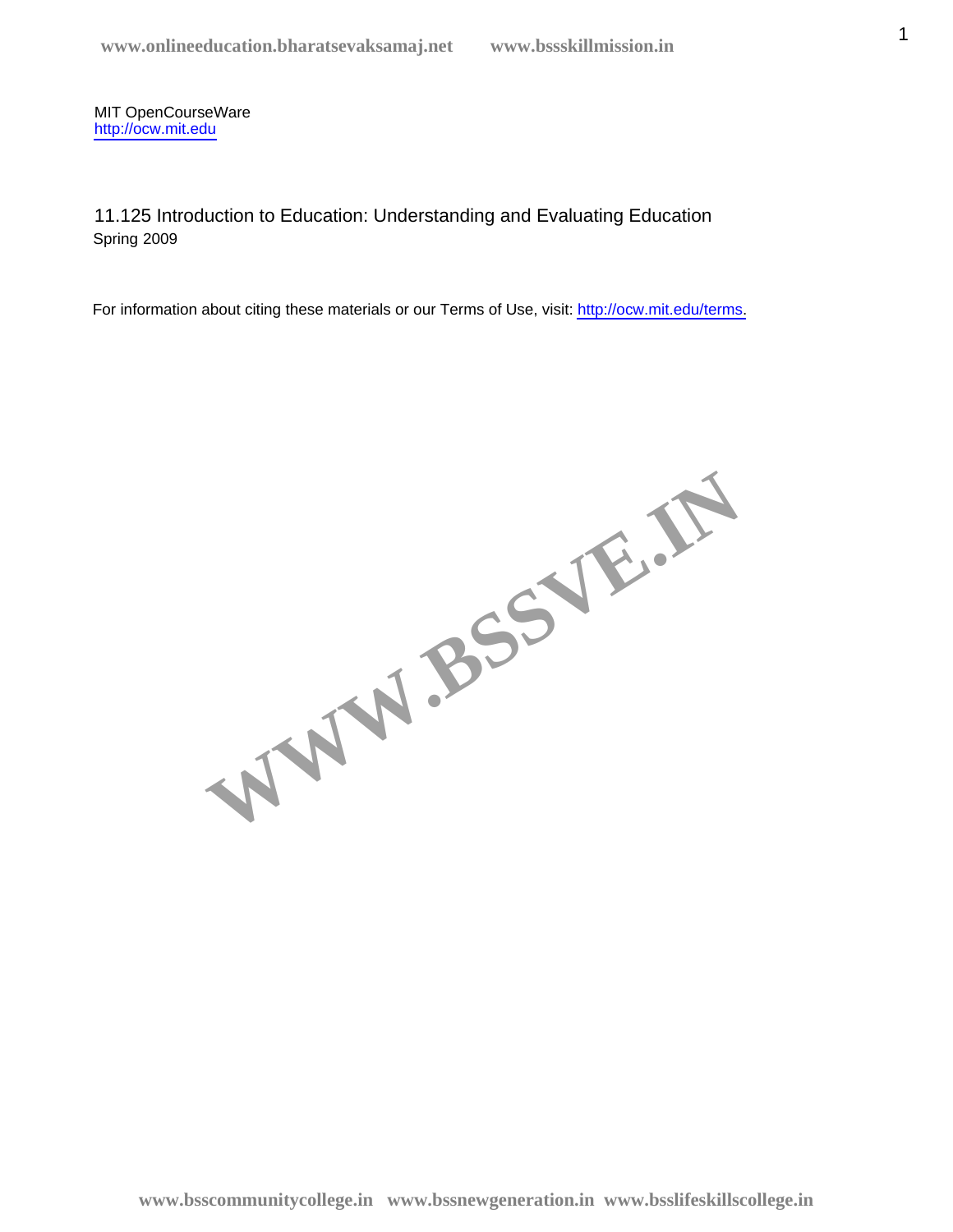MIT OpenCourseWare
http://ocw.mit.edu

11.125 Introduction to Education: Understanding and Evaluating Education
Spring 2009

For information about citing these materials or our Terms of Use, visit: http://ocw.mit.edu/terms.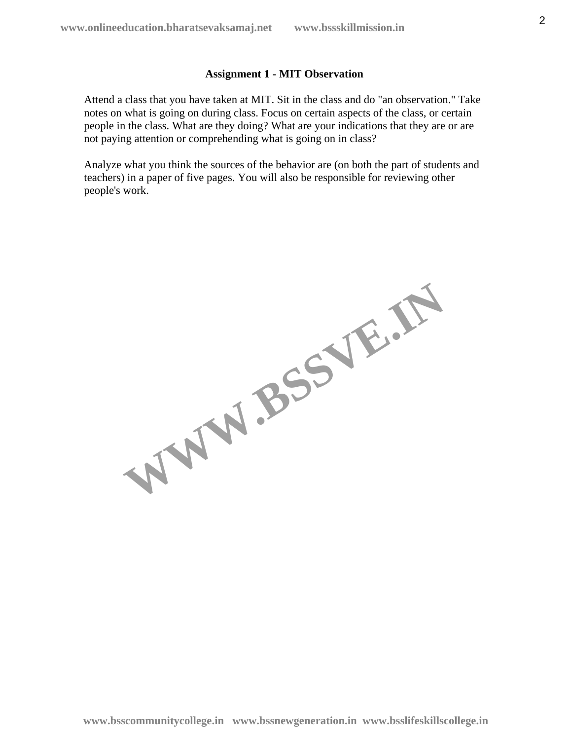## Assignment 1 - MIT Observation

Attend a class that you have taken at MIT. Sit in the class and do "an observation." Take notes on what is going on during class. Focus on certain aspects of the class, or certain people in the class. What are they doing? What are your indications that they are or are not paying attention or comprehending what is going on in class?

Analyze what you think the sources of the behavior are (on both the part of students and teachers) in a paper of five pages. You will also be responsible for reviewing other people's work.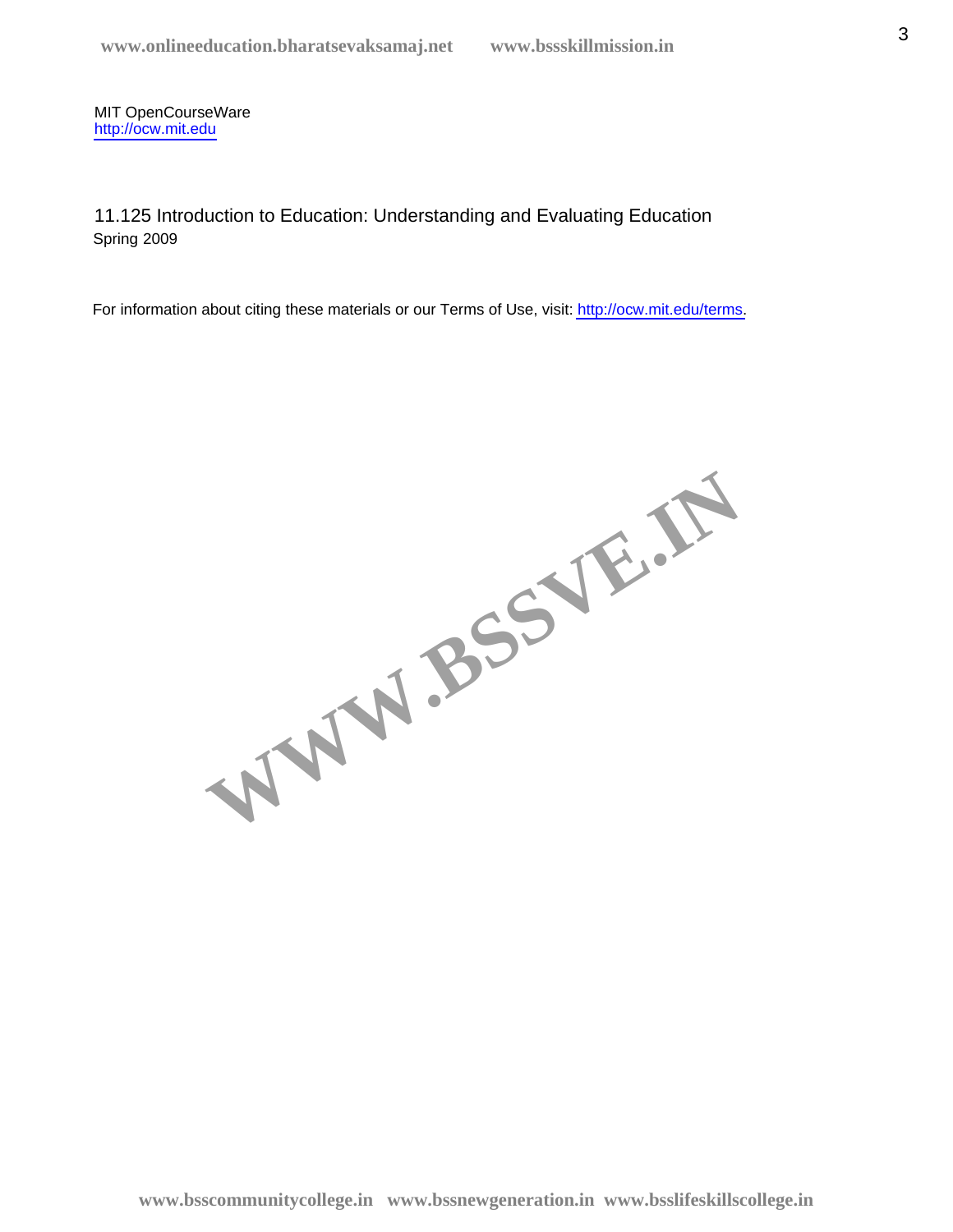MIT OpenCourseWare
http://ocw.mit.edu

11.125 Introduction to Education: Understanding and Evaluating Education
Spring 2009

For information about citing these materials or our Terms of Use, visit: http://ocw.mit.edu/terms.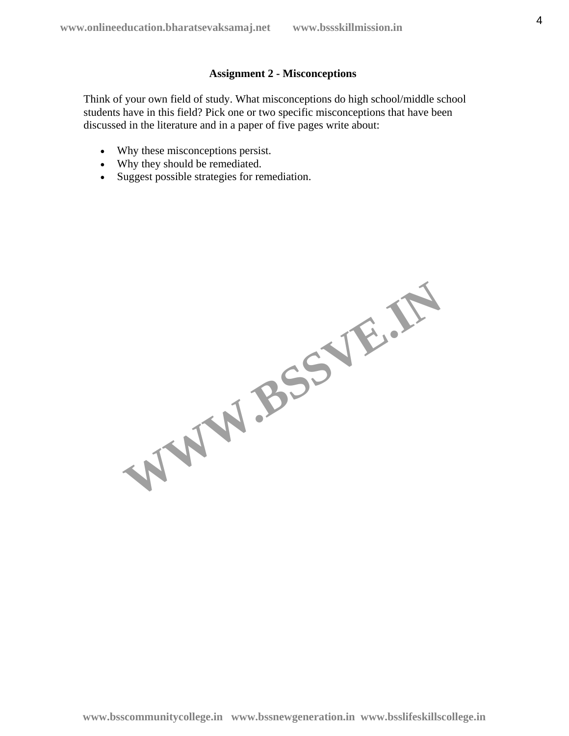## Assignment 2 - Misconceptions

Think of your own field of study. What misconceptions do high school/middle school students have in this field? Pick one or two specific misconceptions that have been discussed in the literature and in a paper of five pages write about:

- Why these misconceptions persist.
- Why they should be remediated.
- Suggest possible strategies for remediation.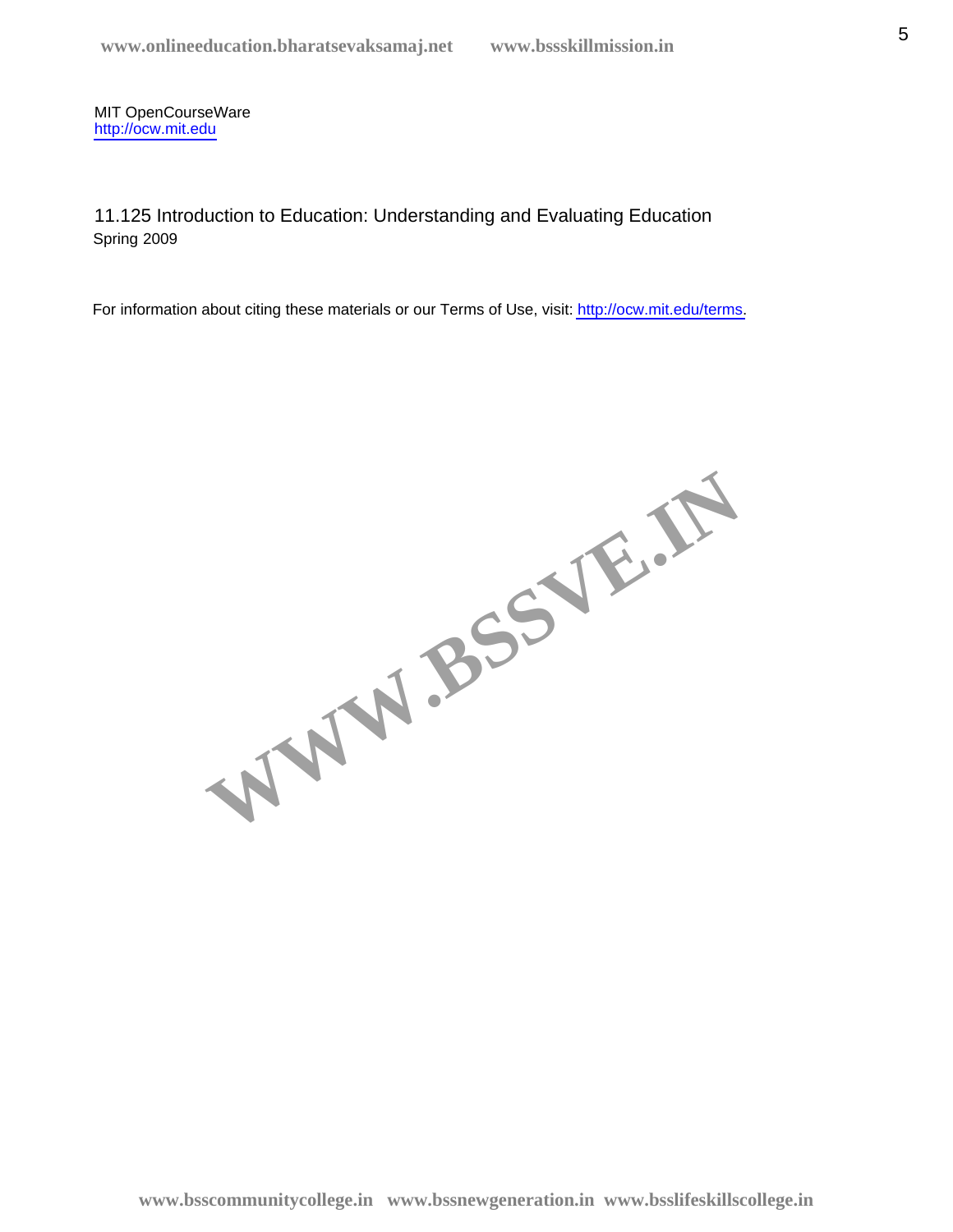MIT OpenCourseWare
http://ocw.mit.edu

11.125 Introduction to Education: Understanding and Evaluating Education
Spring 2009

For information about citing these materials or our Terms of Use, visit: http://ocw.mit.edu/terms.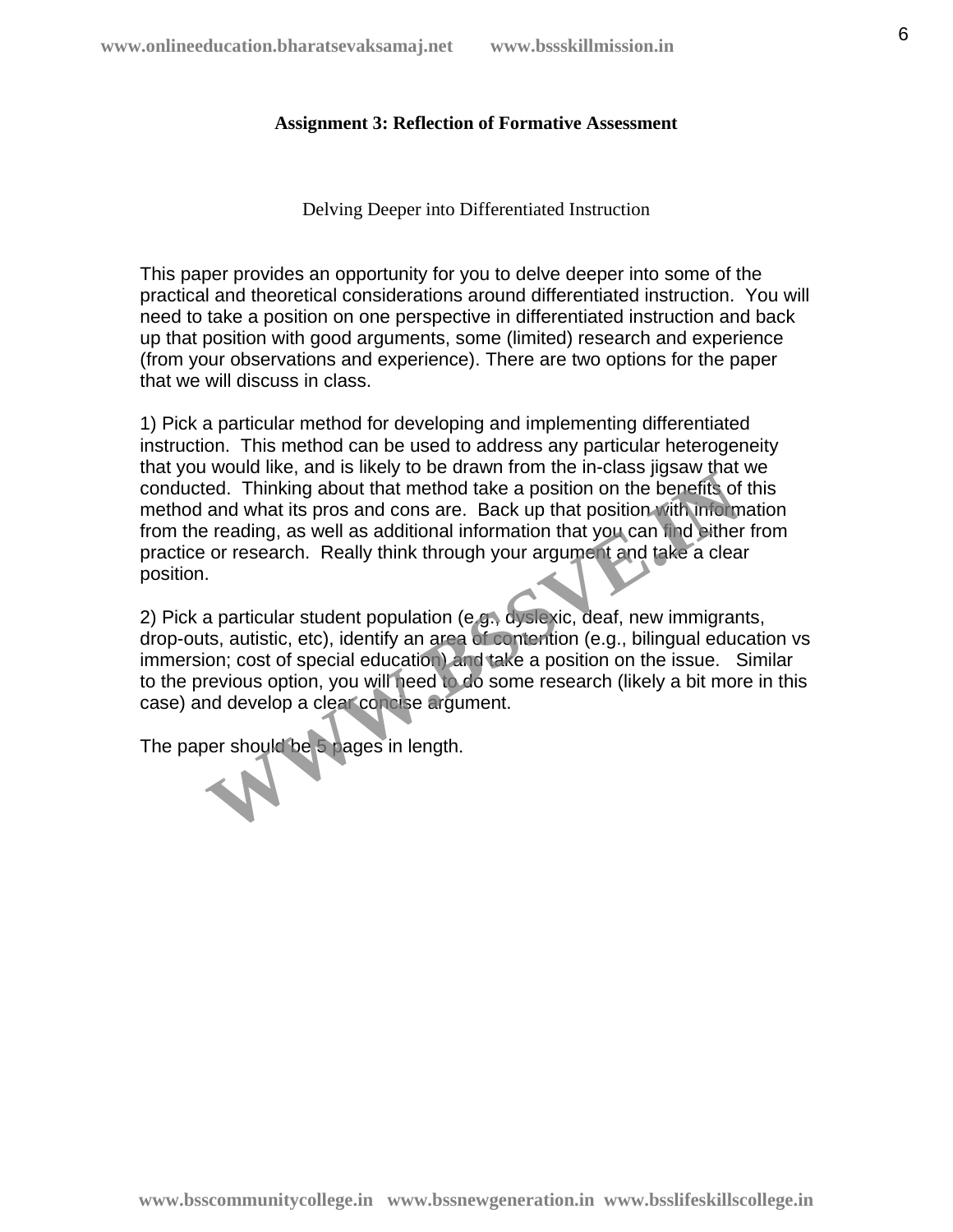**Assignment 3: Reflection of Formative Assessment**

Delving Deeper into Differentiated Instruction

This paper provides an opportunity for you to delve deeper into some of the practical and theoretical considerations around differentiated instruction. You will need to take a position on one perspective in differentiated instruction and back up that position with good arguments, some (limited) research and experience (from your observations and experience). There are two options for the paper that we will discuss in class.

1) Pick a particular method for developing and implementing differentiated instruction. This method can be used to address any particular heterogeneity that you would like, and is likely to be drawn from the in-class jigsaw that we conducted. Thinking about that method take a position on the benefits of this method and what its pros and cons are. Back up that position with information from the reading, as well as additional information that you can find either from practice or research. Really think through your argument and take a clear position.

2) Pick a particular student population (e.g., dyslexic, deaf, new immigrants, drop-outs, autistic, etc), identify an area of contention (e.g., bilingual education vs immersion; cost of special education) and take a position on the issue. Similar to the previous option, you will need to do some research (likely a bit more in this case) and develop a clear concise argument.

The paper should be 5 pages in length.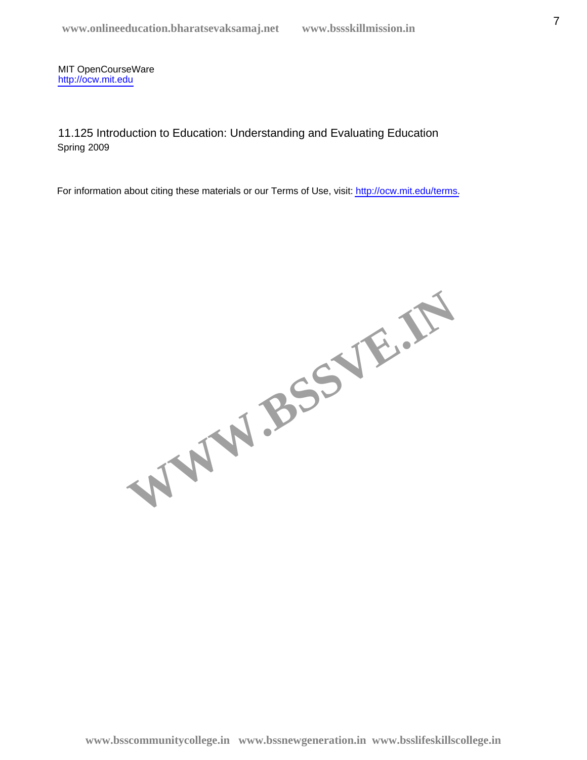MIT OpenCourseWare
http://ocw.mit.edu

11.125 Introduction to Education: Understanding and Evaluating Education
Spring 2009

For information about citing these materials or our Terms of Use, visit: http://ocw.mit.edu/terms.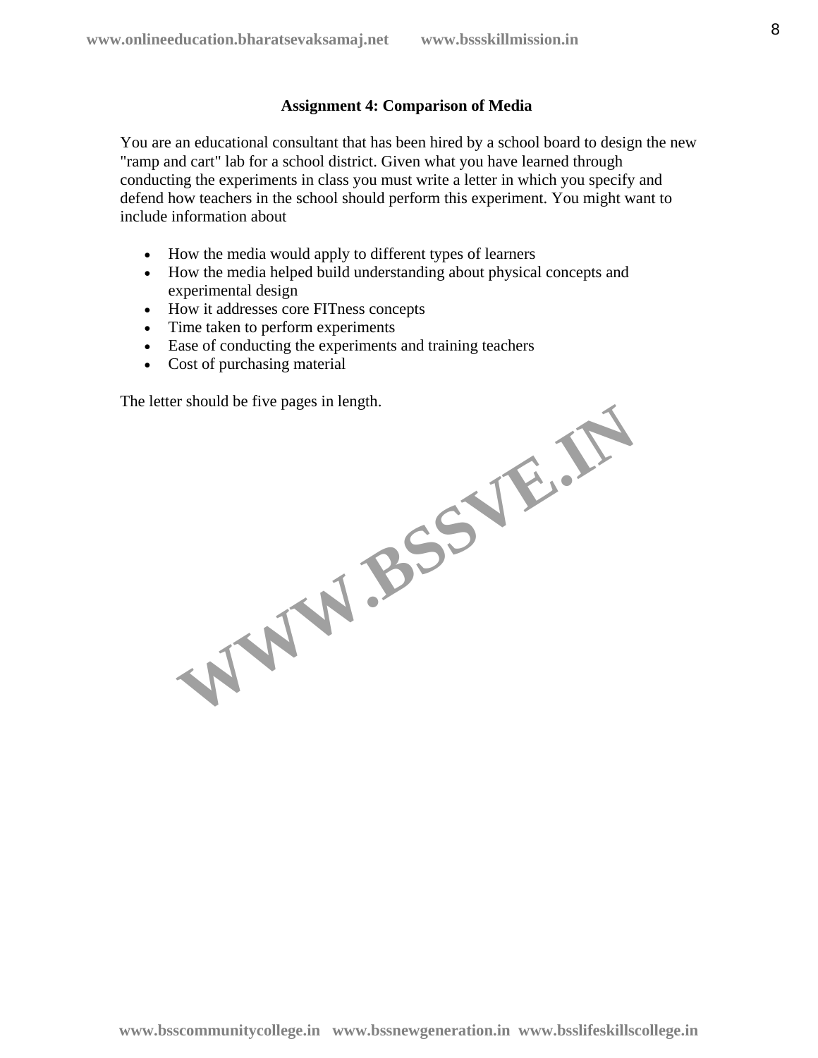**Assignment 4: Comparison of Media**

You are an educational consultant that has been hired by a school board to design the new "ramp and cart" lab for a school district. Given what you have learned through conducting the experiments in class you must write a letter in which you specify and defend how teachers in the school should perform this experiment. You might want to include information about

- How the media would apply to different types of learners
- How the media helped build understanding about physical concepts and experimental design
- How it addresses core FITness concepts
- Time taken to perform experiments
- Ease of conducting the experiments and training teachers
- Cost of purchasing material

The letter should be five pages in length.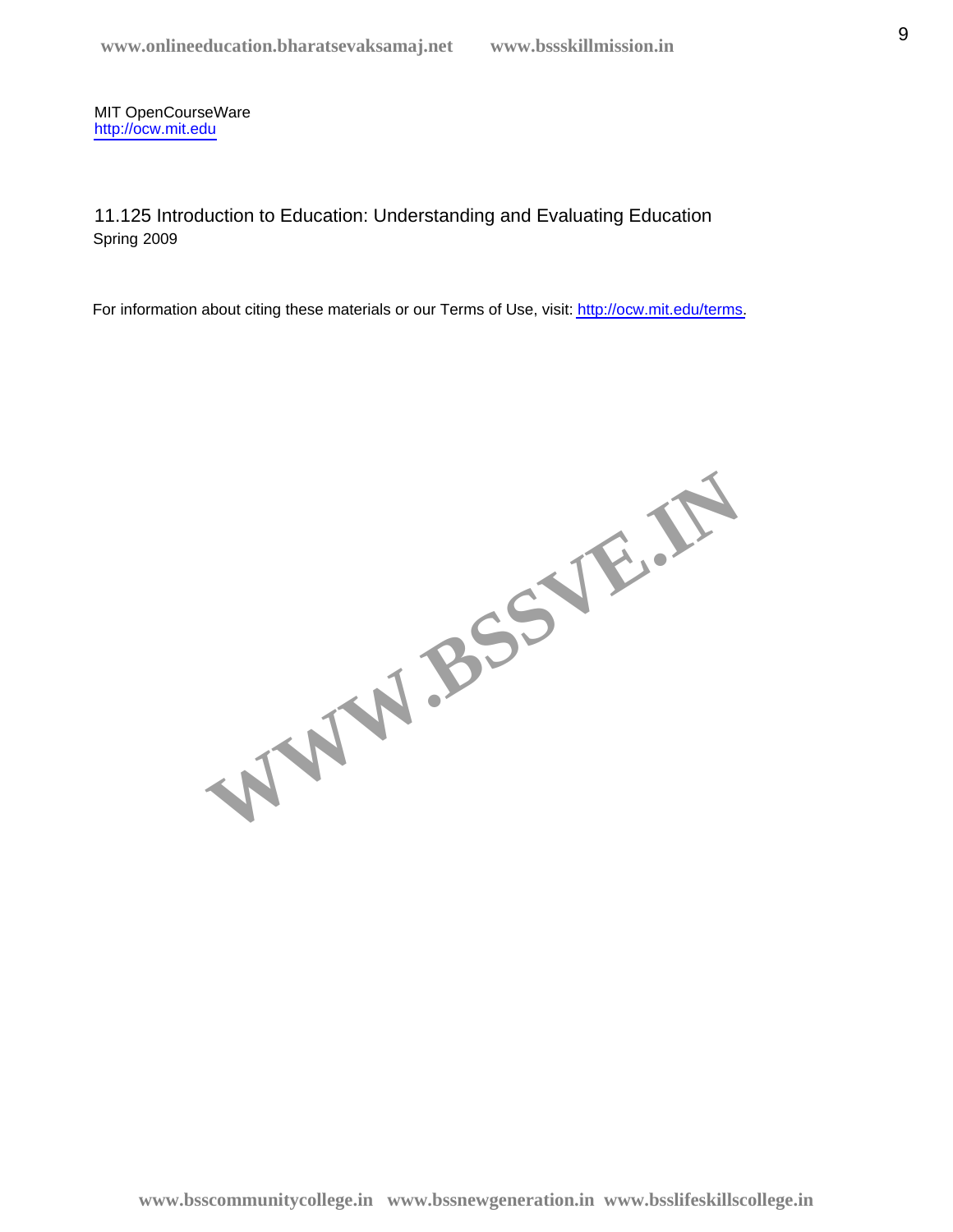MIT OpenCourseWare
http://ocw.mit.edu

11.125 Introduction to Education: Understanding and Evaluating Education
Spring 2009

For information about citing these materials or our Terms of Use, visit: http://ocw.mit.edu/terms.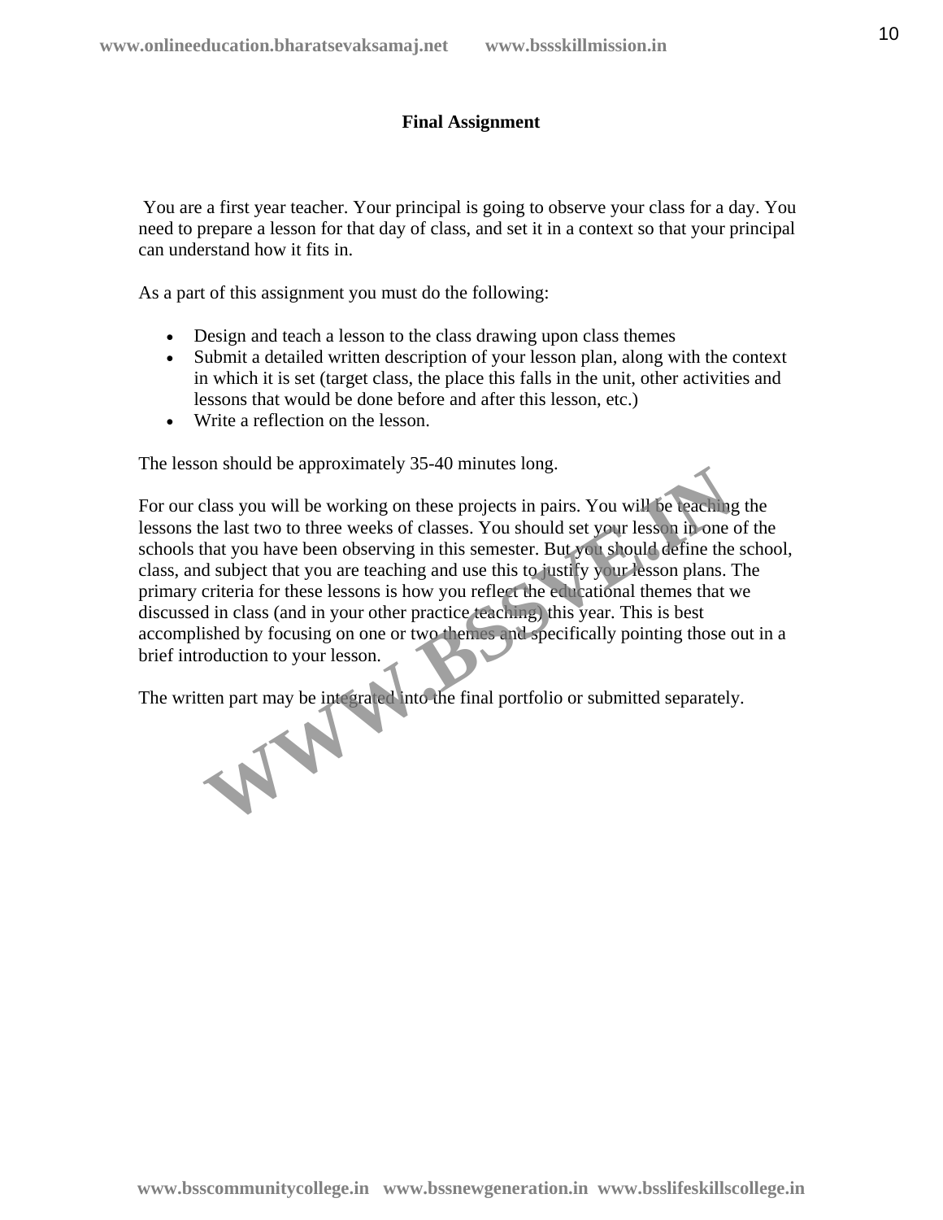**Final Assignment**

You are a first year teacher. Your principal is going to observe your class for a day. You need to prepare a lesson for that day of class, and set it in a context so that your principal can understand how it fits in.

As a part of this assignment you must do the following:

- Design and teach a lesson to the class drawing upon class themes
- Submit a detailed written description of your lesson plan, along with the context in which it is set (target class, the place this falls in the unit, other activities and lessons that would be done before and after this lesson, etc.)
- Write a reflection on the lesson.

The lesson should be approximately 35-40 minutes long.

For our class you will be working on these projects in pairs. You will be teaching the lessons the last two to three weeks of classes. You should set your lesson in one of the schools that you have been observing in this semester. But you should define the school, class, and subject that you are teaching and use this to justify your lesson plans. The primary criteria for these lessons is how you reflect the educational themes that we discussed in class (and in your other practice teaching) this year. This is best accomplished by focusing on one or two themes and specifically pointing those out in a brief introduction to your lesson.

The written part may be integrated into the final portfolio or submitted separately.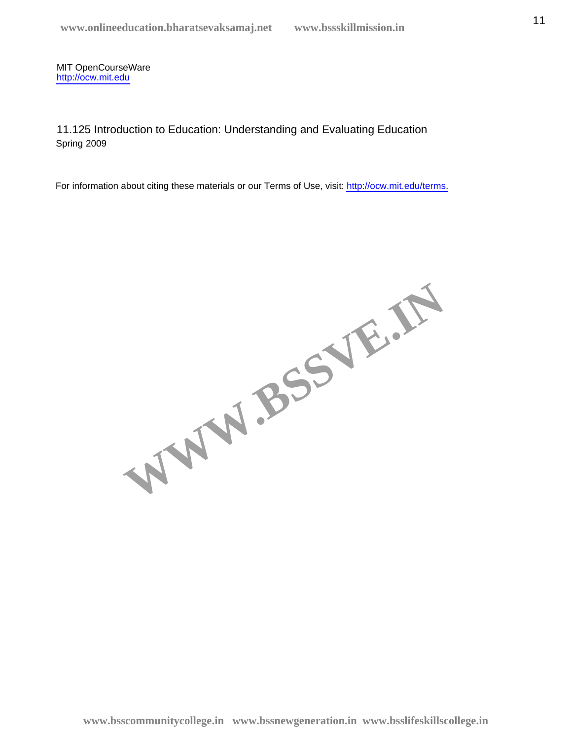MIT OpenCourseWare
http://ocw.mit.edu

11.125 Introduction to Education: Understanding and Evaluating Education
Spring 2009

For information about citing these materials or our Terms of Use, visit: http://ocw.mit.edu/terms.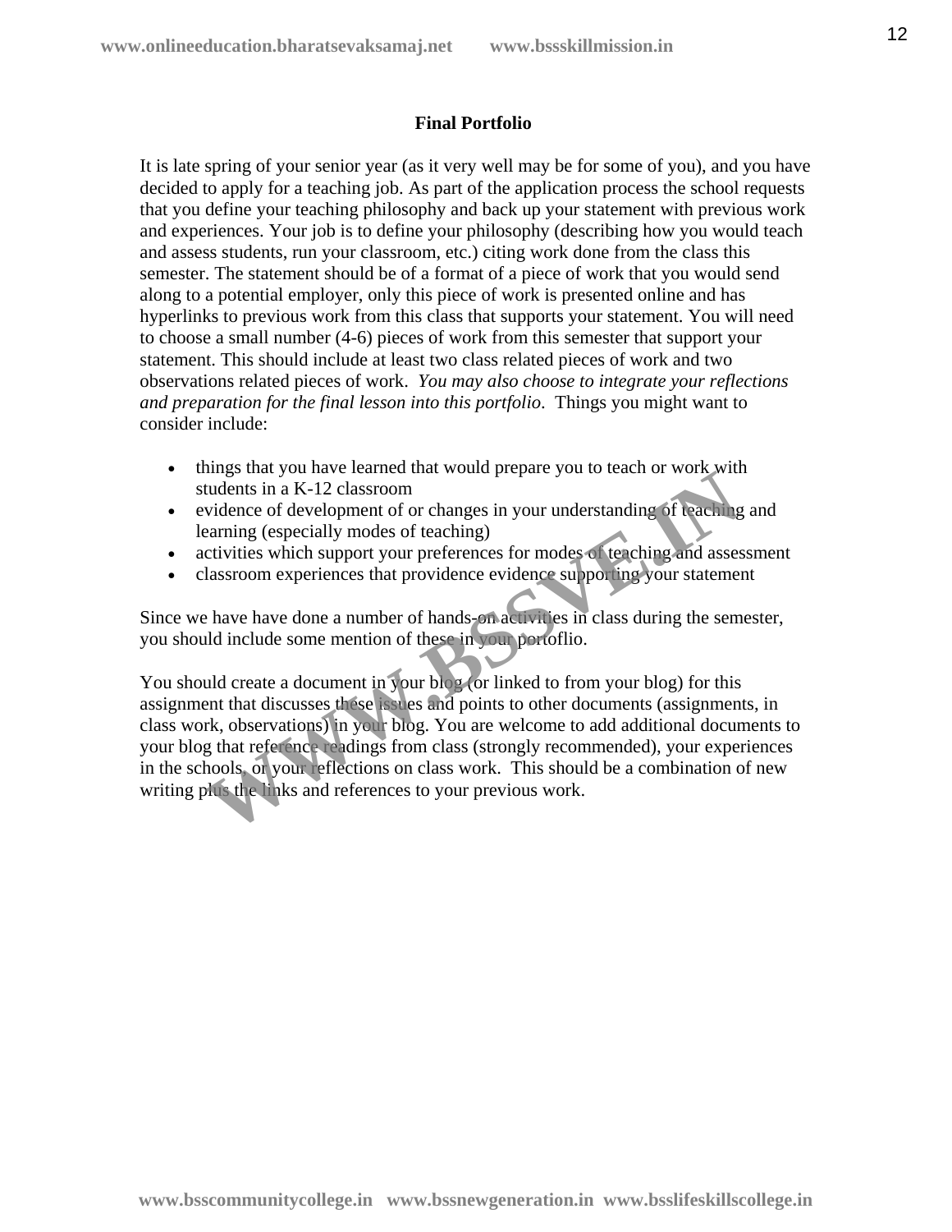# Final Portfolio

It is late spring of your senior year (as it very well may be for some of you), and you have decided to apply for a teaching job. As part of the application process the school requests that you define your teaching philosophy and back up your statement with previous work and experiences. Your job is to define your philosophy (describing how you would teach and assess students, run your classroom, etc.) citing work done from the class this semester. The statement should be of a format of a piece of work that you would send along to a potential employer, only this piece of work is presented online and has hyperlinks to previous work from this class that supports your statement. You will need to choose a small number (4-6) pieces of work from this semester that support your statement. This should include at least two class related pieces of work and two observations related pieces of work. *You may also choose to integrate your reflections and preparation for the final lesson into this portfolio.* Things you might want to consider include:

- things that you have learned that would prepare you to teach or work with students in a K-12 classroom
- evidence of development of or changes in your understanding of teaching and learning (especially modes of teaching)
- activities which support your preferences for modes of teaching and assessment
- classroom experiences that providence evidence supporting your statement

Since we have have done a number of hands-on activities in class during the semester, you should include some mention of these in your portoflio.

You should create a document in your blog (or linked to from your blog) for this assignment that discusses these issues and points to other documents (assignments, in class work, observations) in your blog. You are welcome to add additional documents to your blog that reference readings from class (strongly recommended), your experiences in the schools, or your reflections on class work. This should be a combination of new writing plus the links and references to your previous work.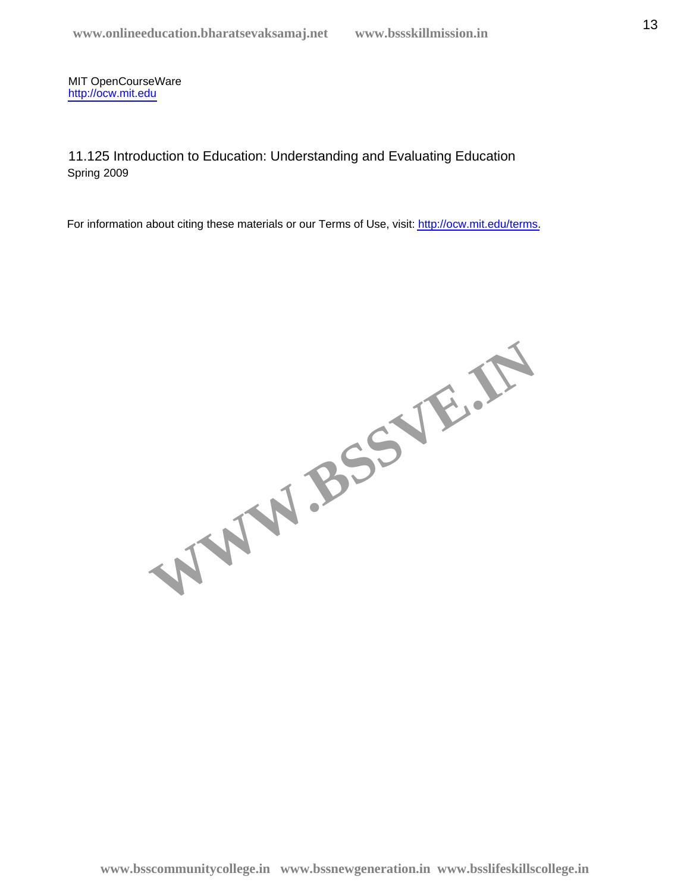MIT OpenCourseWare
http://ocw.mit.edu

11.125 Introduction to Education: Understanding and Evaluating Education
Spring 2009

For information about citing these materials or our Terms of Use, visit: http://ocw.mit.edu/terms.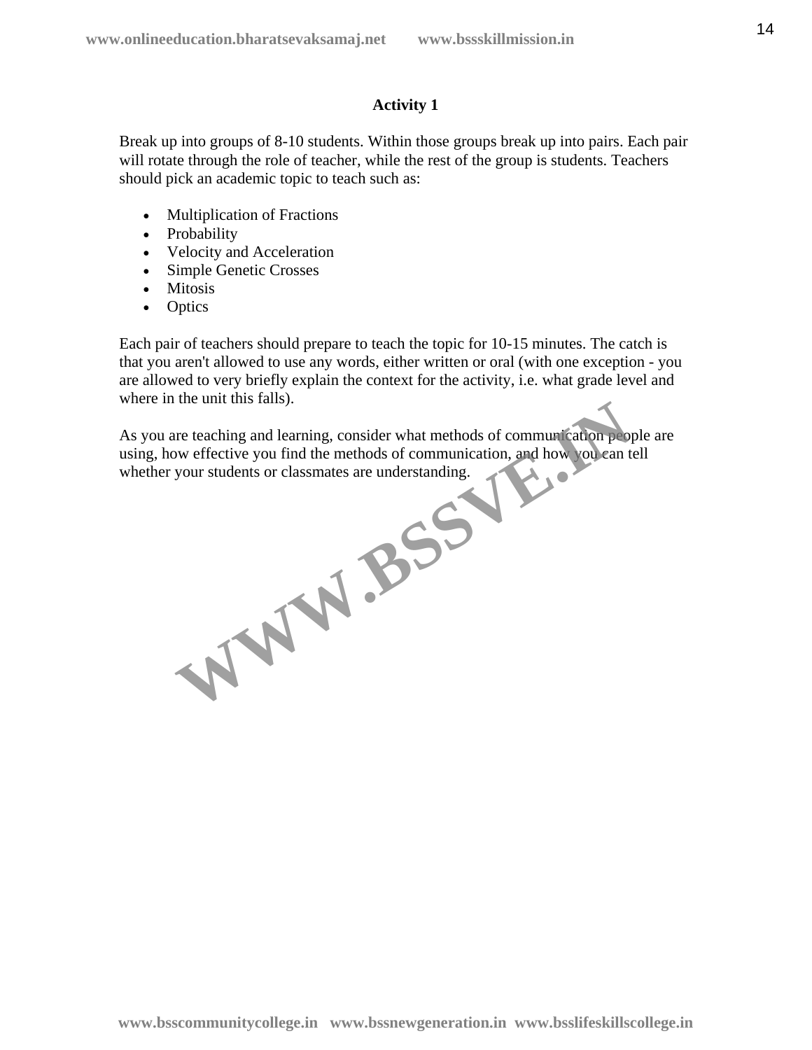## Activity 1

Break up into groups of 8-10 students. Within those groups break up into pairs. Each pair will rotate through the role of teacher, while the rest of the group is students. Teachers should pick an academic topic to teach such as:

- Multiplication of Fractions
- Probability
- Velocity and Acceleration
- Simple Genetic Crosses
- Mitosis
- Optics

Each pair of teachers should prepare to teach the topic for 10-15 minutes. The catch is that you aren't allowed to use any words, either written or oral (with one exception - you are allowed to very briefly explain the context for the activity, i.e. what grade level and where in the unit this falls).

As you are teaching and learning, consider what methods of communication people are using, how effective you find the methods of communication, and how you can tell whether your students or classmates are understanding.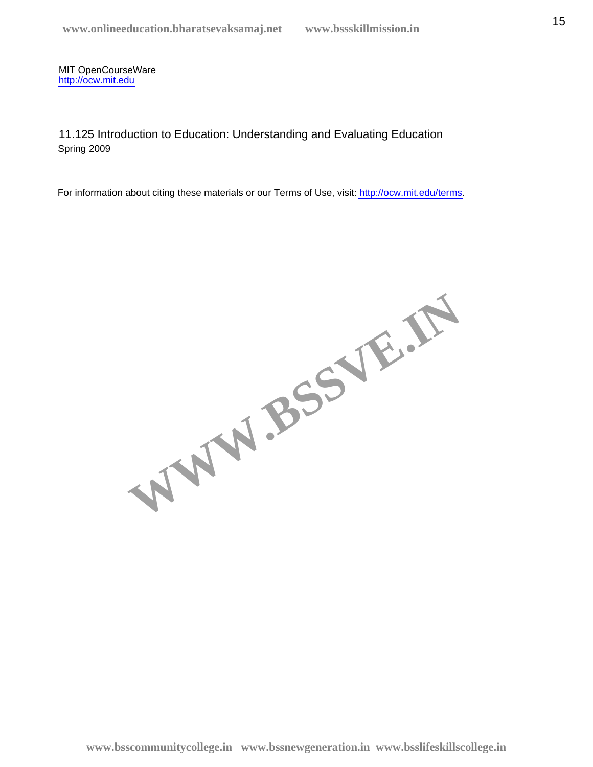MIT OpenCourseWare
http://ocw.mit.edu

11.125 Introduction to Education: Understanding and Evaluating Education
Spring 2009

For information about citing these materials or our Terms of Use, visit: http://ocw.mit.edu/terms.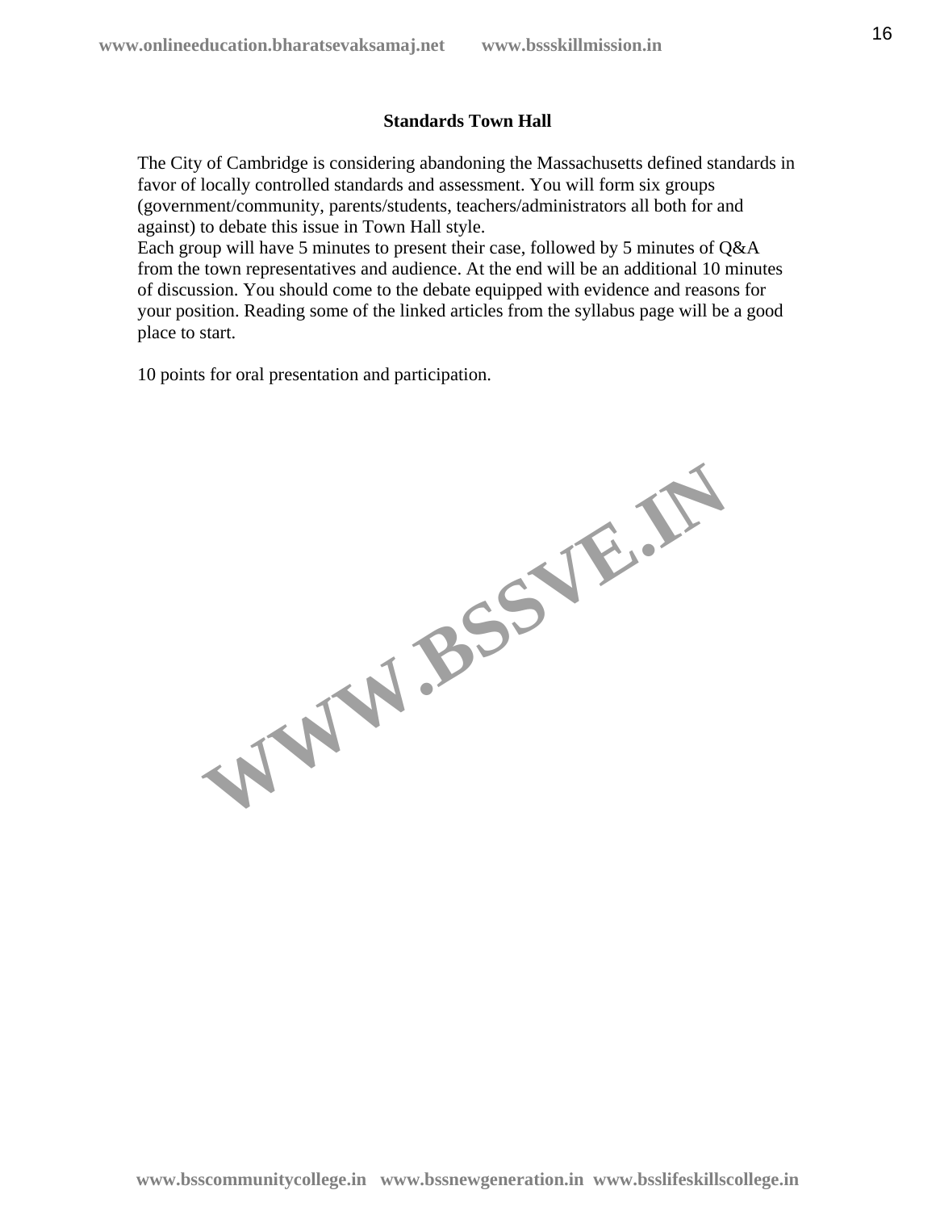**Standards Town Hall**

The City of Cambridge is considering abandoning the Massachusetts defined standards in favor of locally controlled standards and assessment. You will form six groups (government/community, parents/students, teachers/administrators all both for and against) to debate this issue in Town Hall style.
Each group will have 5 minutes to present their case, followed by 5 minutes of Q&A from the town representatives and audience. At the end will be an additional 10 minutes of discussion. You should come to the debate equipped with evidence and reasons for your position. Reading some of the linked articles from the syllabus page will be a good place to start.

10 points for oral presentation and participation.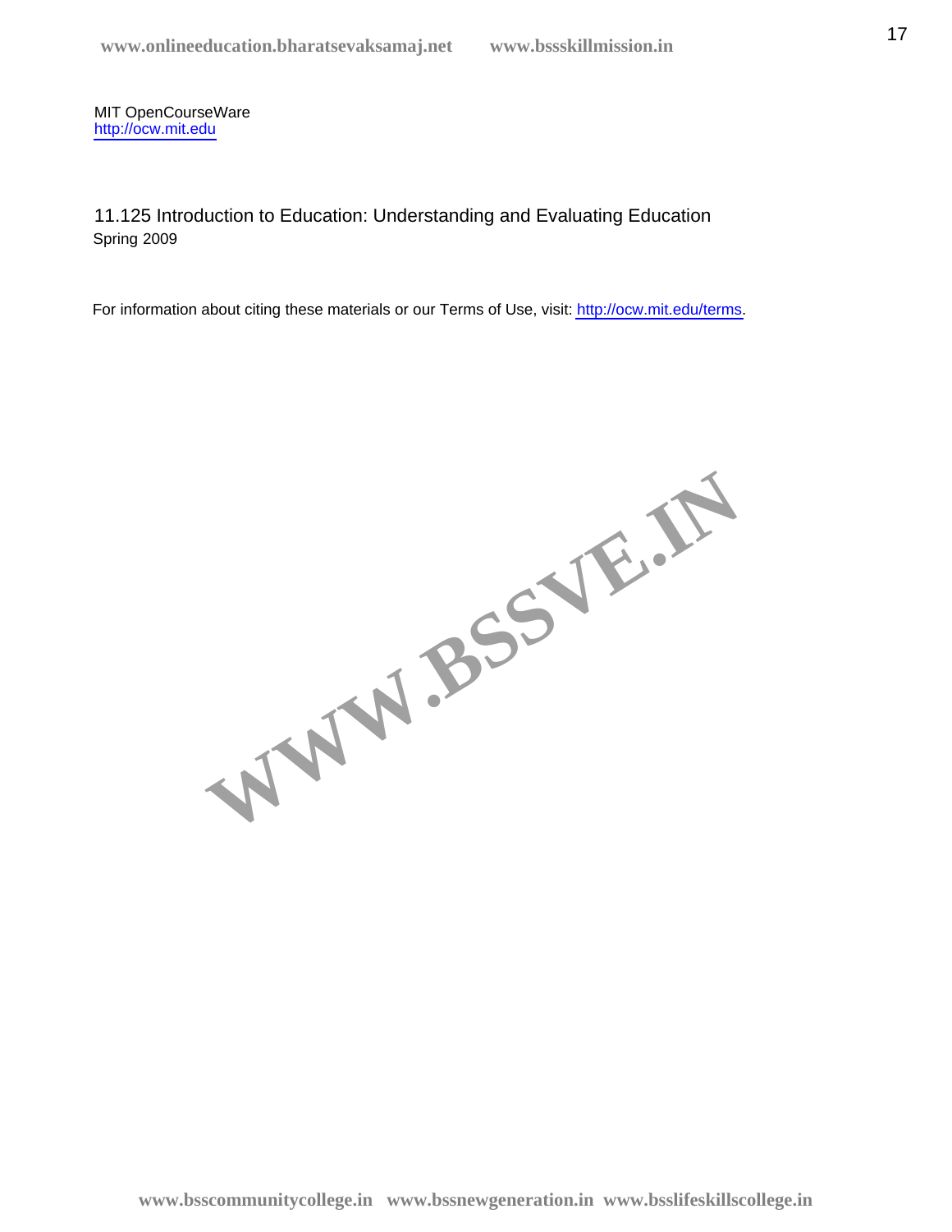MIT OpenCourseWare
http://ocw.mit.edu

11.125 Introduction to Education: Understanding and Evaluating Education
Spring 2009

For information about citing these materials or our Terms of Use, visit: http://ocw.mit.edu/terms.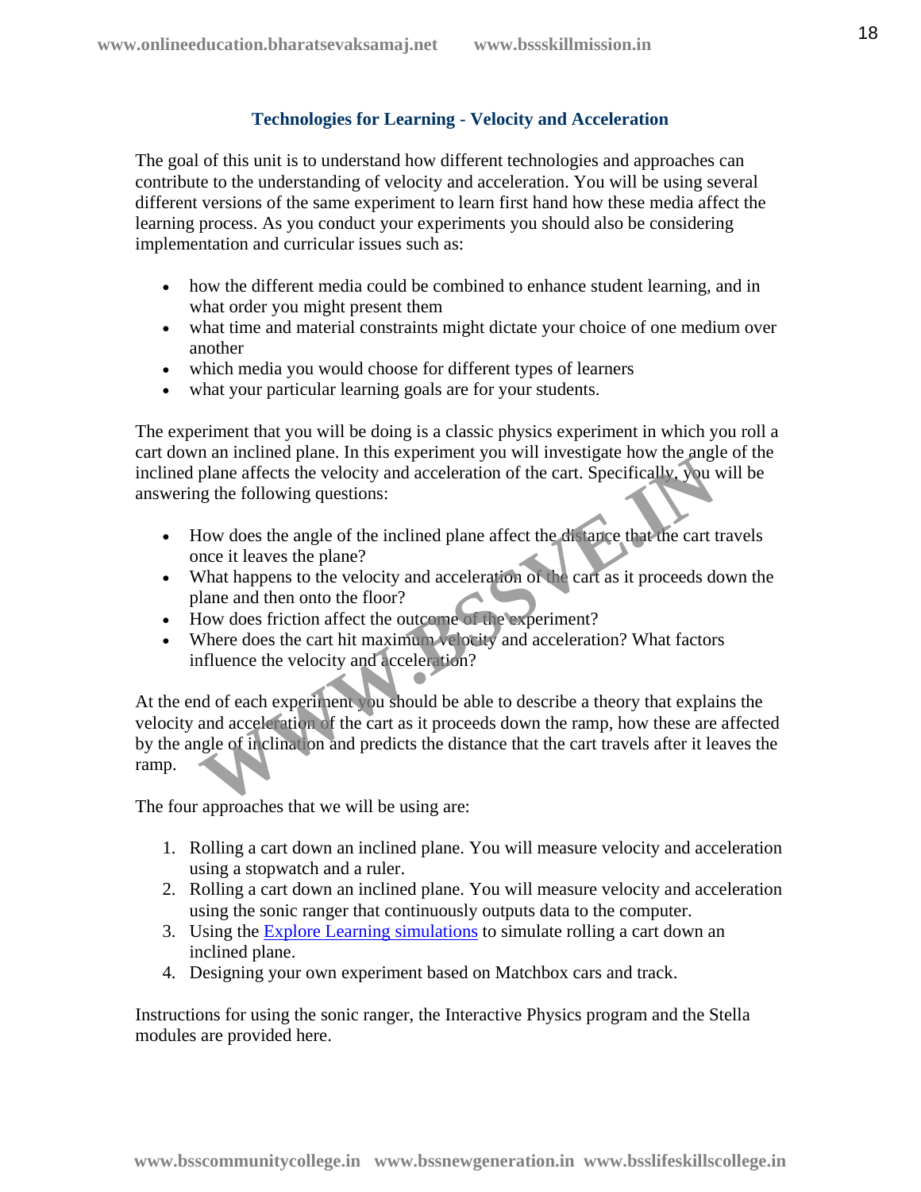## Technologies for Learning - Velocity and Acceleration

The goal of this unit is to understand how different technologies and approaches can contribute to the understanding of velocity and acceleration. You will be using several different versions of the same experiment to learn first hand how these media affect the learning process. As you conduct your experiments you should also be considering implementation and curricular issues such as:

- how the different media could be combined to enhance student learning, and in what order you might present them
- what time and material constraints might dictate your choice of one medium over another
- which media you would choose for different types of learners
- what your particular learning goals are for your students.

The experiment that you will be doing is a classic physics experiment in which you roll a cart down an inclined plane. In this experiment you will investigate how the angle of the inclined plane affects the velocity and acceleration of the cart. Specifically, you will be answering the following questions:

- How does the angle of the inclined plane affect the distance that the cart travels once it leaves the plane?
- What happens to the velocity and acceleration of the cart as it proceeds down the plane and then onto the floor?
- How does friction affect the outcome of the experiment?
- Where does the cart hit maximum velocity and acceleration? What factors influence the velocity and acceleration?

At the end of each experiment you should be able to describe a theory that explains the velocity and acceleration of the cart as it proceeds down the ramp, how these are affected by the angle of inclination and predicts the distance that the cart travels after it leaves the ramp.

The four approaches that we will be using are:

1. Rolling a cart down an inclined plane. You will measure velocity and acceleration using a stopwatch and a ruler.
2. Rolling a cart down an inclined plane. You will measure velocity and acceleration using the sonic ranger that continuously outputs data to the computer.
3. Using the Explore Learning simulations to simulate rolling a cart down an inclined plane.
4. Designing your own experiment based on Matchbox cars and track.

Instructions for using the sonic ranger, the Interactive Physics program and the Stella modules are provided here.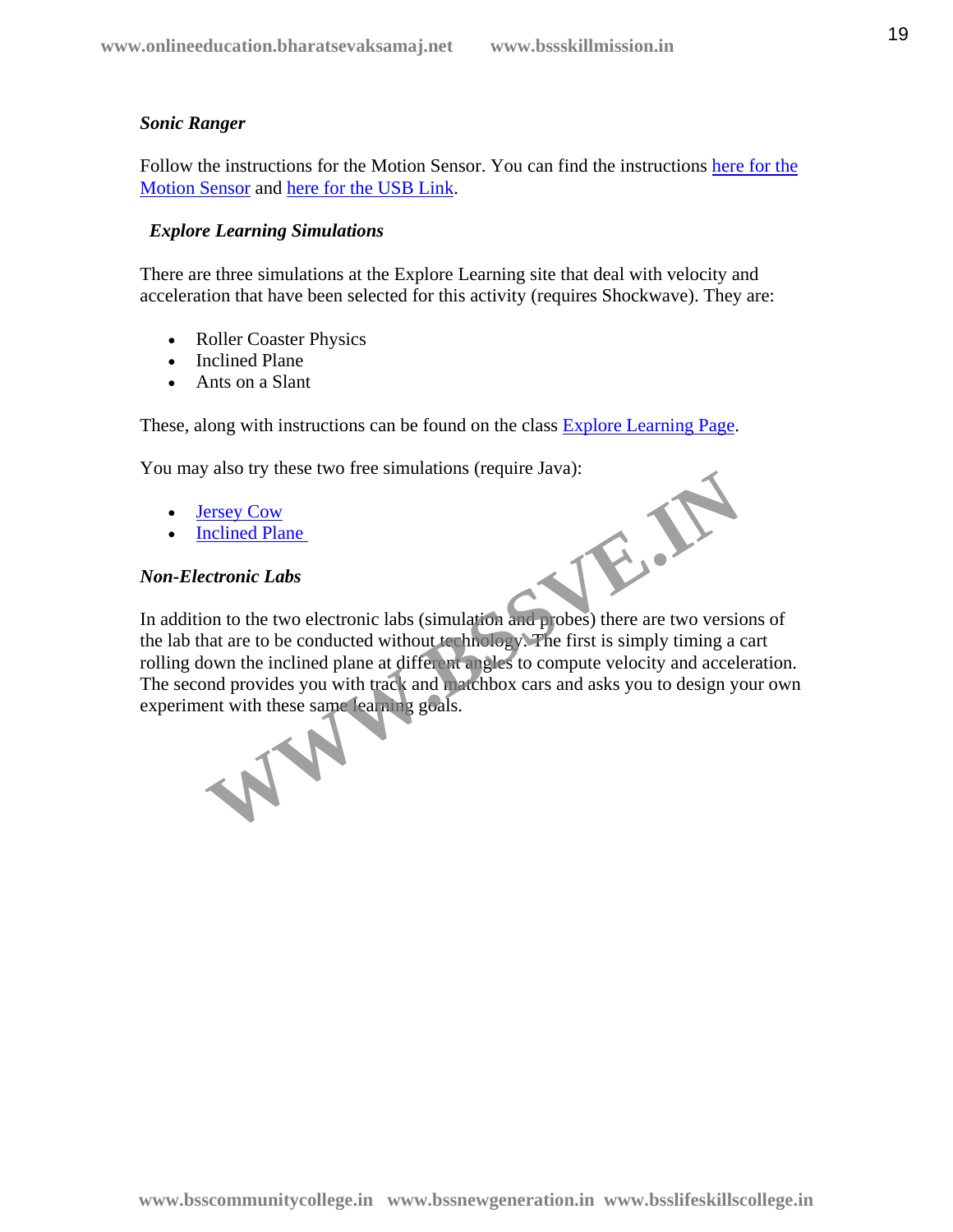***Sonic Ranger***

Follow the instructions for the Motion Sensor. You can find the instructions here for the Motion Sensor and here for the USB Link.

***Explore Learning Simulations***

There are three simulations at the Explore Learning site that deal with velocity and acceleration that have been selected for this activity (requires Shockwave). They are:

- Roller Coaster Physics
- Inclined Plane
- Ants on a Slant

These, along with instructions can be found on the class Explore Learning Page.

You may also try these two free simulations (require Java):

- Jersey Cow
- Inclined Plane

***Non-Electronic Labs***

In addition to the two electronic labs (simulation and probes) there are two versions of the lab that are to be conducted without technology. The first is simply timing a cart rolling down the inclined plane at different angles to compute velocity and acceleration. The second provides you with track and matchbox cars and asks you to design your own experiment with these same learning goals.